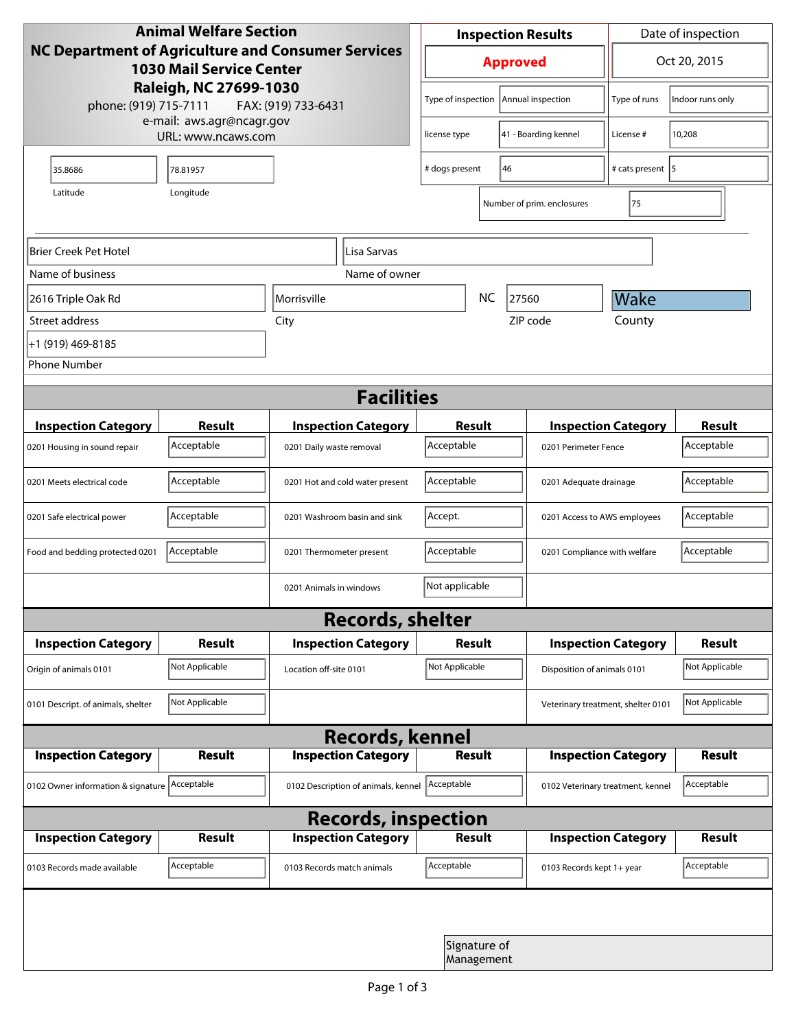**Animal Welfare Section**
**NC Department of Agriculture and Consumer Services**
**1030 Mail Service Center**
**Raleigh, NC 27699-1030**
phone: (919) 715-7111 FAX: (919) 733-6431
e-mail: aws.agr@ncagr.gov
URL: www.ncaws.com

| Inspection Results | Date of inspection |
|---|---|
| **Approved** | Oct 20, 2015 |

| | | | |
|---|---|---|---|
| Type of inspection | Annual inspection | Type of runs | Indoor runs only |
| license type | 41 - Boarding kennel | License # | 10,208 |
| # dogs present | 46 | # cats present | 5 |
| Number of prim. enclosures | 75 | | |

| Latitude | Longitude |
|---|---|
| 35.8686 | 78.81957 |

| Name of business | Name of owner |
|---|---|
| Brier Creek Pet Hotel | Lisa Sarvas |

| Street address | City | | ZIP code | County |
|---|---|---|---|---|
| 2616 Triple Oak Rd | Morrisville | NC | 27560 | Wake |

Phone Number: +1 (919) 469-8185

## Facilities

| Inspection Category | Result | Inspection Category | Result | Inspection Category | Result |
|---|---|---|---|---|---|
| 0201 Housing in sound repair | Acceptable | 0201 Daily waste removal | Acceptable | 0201 Perimeter Fence | Acceptable |
| 0201 Meets electrical code | Acceptable | 0201 Hot and cold water present | Acceptable | 0201 Adequate drainage | Acceptable |
| 0201 Safe electrical power | Acceptable | 0201 Washroom basin and sink | Accept. | 0201 Access to AWS employees | Acceptable |
| Food and bedding protected 0201 | Acceptable | 0201 Thermometer present | Acceptable | 0201 Compliance with welfare | Acceptable |
| | | 0201 Animals in windows | Not applicable | | |

## Records, shelter

| Inspection Category | Result | Inspection Category | Result | Inspection Category | Result |
|---|---|---|---|---|---|
| Origin of animals 0101 | Not Applicable | Location off-site 0101 | Not Applicable | Disposition of animals 0101 | Not Applicable |
| 0101 Descript. of animals, shelter | Not Applicable | | | Veterinary treatment, shelter 0101 | Not Applicable |

## Records, kennel

| Inspection Category | Result | Inspection Category | Result | Inspection Category | Result |
|---|---|---|---|---|---|
| 0102 Owner information & signature | Acceptable | 0102 Description of animals, kennel | Acceptable | 0102 Veterinary treatment, kennel | Acceptable |

## Records, inspection

| Inspection Category | Result | Inspection Category | Result | Inspection Category | Result |
|---|---|---|---|---|---|
| 0103 Records made available | Acceptable | 0103 Records match animals | Acceptable | 0103 Records kept 1+ year | Acceptable |

Signature of Management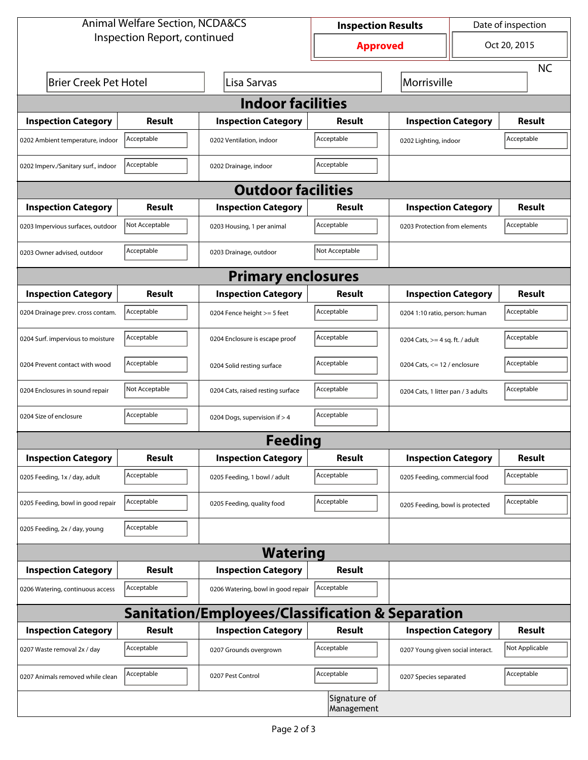Animal Welfare Section, NCDA&CS
Inspection Report, continued

| Inspection Results | Date of inspection |
|---|---|
| **Approved** | Oct 20, 2015 |

Brier Creek Pet Hotel | Lisa Sarvas | Morrisville | NC

## Indoor facilities

| Inspection Category | Result | Inspection Category | Result | Inspection Category | Result |
|---|---|---|---|---|---|
| 0202 Ambient temperature, indoor | Acceptable | 0202 Ventilation, indoor | Acceptable | 0202 Lighting, indoor | Acceptable |
| 0202 Imperv./Sanitary surf., indoor | Acceptable | 0202 Drainage, indoor | Acceptable | | |

## Outdoor facilities

| Inspection Category | Result | Inspection Category | Result | Inspection Category | Result |
|---|---|---|---|---|---|
| 0203 Impervious surfaces, outdoor | Not Acceptable | 0203 Housing, 1 per animal | Acceptable | 0203 Protection from elements | Acceptable |
| 0203 Owner advised, outdoor | Acceptable | 0203 Drainage, outdoor | Not Acceptable | | |

## Primary enclosures

| Inspection Category | Result | Inspection Category | Result | Inspection Category | Result |
|---|---|---|---|---|---|
| 0204 Drainage prev. cross contam. | Acceptable | 0204 Fence height >= 5 feet | Acceptable | 0204 1:10 ratio, person: human | Acceptable |
| 0204 Surf. impervious to moisture | Acceptable | 0204 Enclosure is escape proof | Acceptable | 0204 Cats, >= 4 sq. ft. / adult | Acceptable |
| 0204 Prevent contact with wood | Acceptable | 0204 Solid resting surface | Acceptable | 0204 Cats, <= 12 / enclosure | Acceptable |
| 0204 Enclosures in sound repair | Not Acceptable | 0204 Cats, raised resting surface | Acceptable | 0204 Cats, 1 litter pan / 3 adults | Acceptable |
| 0204 Size of enclosure | Acceptable | 0204 Dogs, supervision if > 4 | Acceptable | | |

## Feeding

| Inspection Category | Result | Inspection Category | Result | Inspection Category | Result |
|---|---|---|---|---|---|
| 0205 Feeding, 1x / day, adult | Acceptable | 0205 Feeding, 1 bowl / adult | Acceptable | 0205 Feeding, commercial food | Acceptable |
| 0205 Feeding, bowl in good repair | Acceptable | 0205 Feeding, quality food | Acceptable | 0205 Feeding, bowl is protected | Acceptable |
| 0205 Feeding, 2x / day, young | Acceptable | | | | |

## Watering

| Inspection Category | Result | Inspection Category | Result |
|---|---|---|---|
| 0206 Watering, continuous access | Acceptable | 0206 Watering, bowl in good repair | Acceptable |

## Sanitation/Employees/Classification & Separation

| Inspection Category | Result | Inspection Category | Result | Inspection Category | Result |
|---|---|---|---|---|---|
| 0207 Waste removal 2x / day | Acceptable | 0207 Grounds overgrown | Acceptable | 0207 Young given social interact. | Not Applicable |
| 0207 Animals removed while clean | Acceptable | 0207 Pest Control | Acceptable | 0207 Species separated | Acceptable |

Signature of Management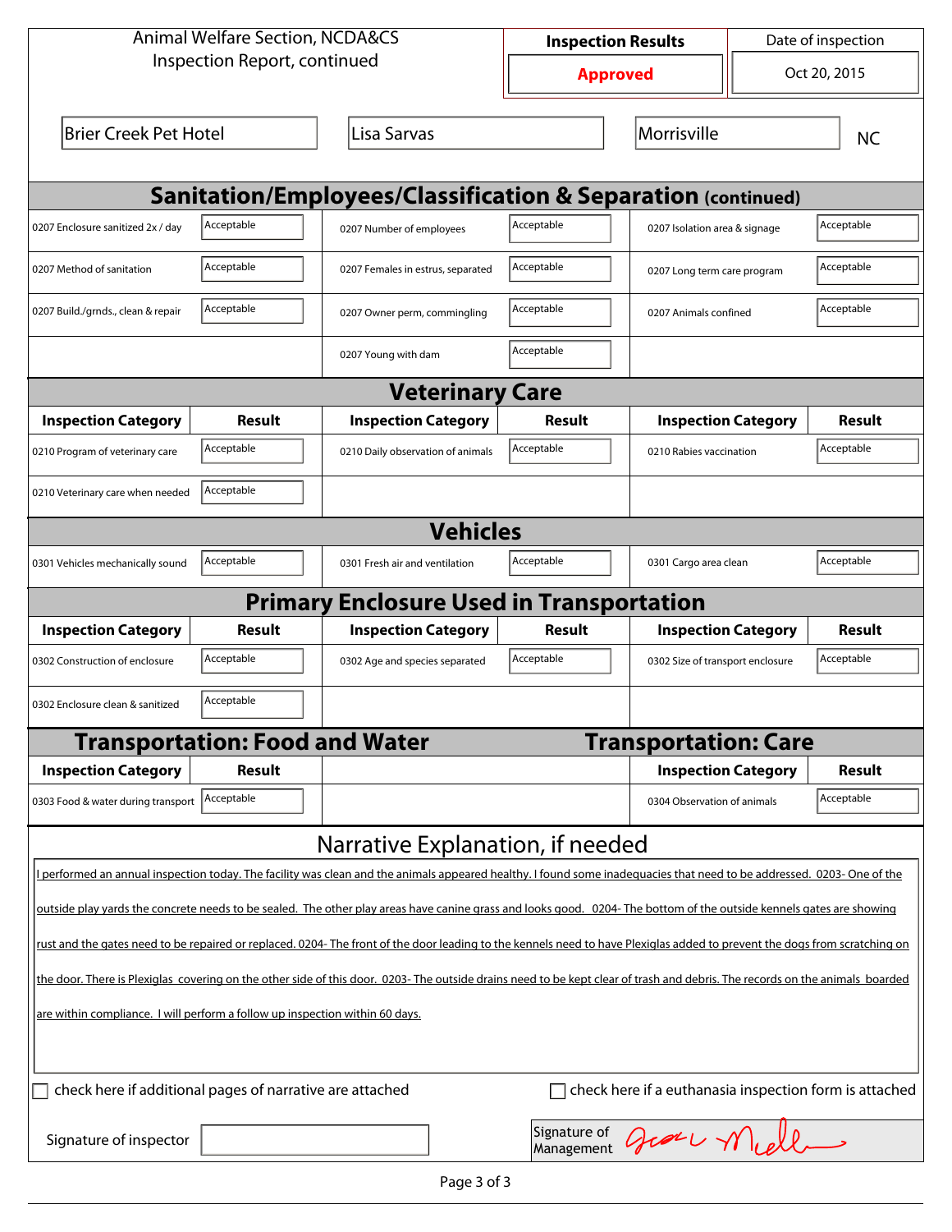Animal Welfare Section, NCDA&CS
Inspection Report, continued

| Inspection Results | Date of inspection |
|---|---|
| **Approved** | Oct 20, 2015 |

| | | | |
|---|---|---|---|
| Brier Creek Pet Hotel | Lisa Sarvas | Morrisville | NC |

## Sanitation/Employees/Classification & Separation (continued)

| | | | | | |
|---|---|---|---|---|---|
| 0207 Enclosure sanitized 2x / day | Acceptable | 0207 Number of employees | Acceptable | 0207 Isolation area & signage | Acceptable |
| 0207 Method of sanitation | Acceptable | 0207 Females in estrus, separated | Acceptable | 0207 Long term care program | Acceptable |
| 0207 Build./grnds., clean & repair | Acceptable | 0207 Owner perm, commingling | Acceptable | 0207 Animals confined | Acceptable |
| | | 0207 Young with dam | Acceptable | | |

## Veterinary Care

| Inspection Category | Result | Inspection Category | Result | Inspection Category | Result |
|---|---|---|---|---|---|
| 0210 Program of veterinary care | Acceptable | 0210 Daily observation of animals | Acceptable | 0210 Rabies vaccination | Acceptable |
| 0210 Veterinary care when needed | Acceptable | | | | |

## Vehicles

| | | | | | |
|---|---|---|---|---|---|
| 0301 Vehicles mechanically sound | Acceptable | 0301 Fresh air and ventilation | Acceptable | 0301 Cargo area clean | Acceptable |

## Primary Enclosure Used in Transportation

| Inspection Category | Result | Inspection Category | Result | Inspection Category | Result |
|---|---|---|---|---|---|
| 0302 Construction of enclosure | Acceptable | 0302 Age and species separated | Acceptable | 0302 Size of transport enclosure | Acceptable |
| 0302 Enclosure clean & sanitized | Acceptable | | | | |

## Transportation: Food and Water

| Inspection Category | Result |
|---|---|
| 0303 Food & water during transport | Acceptable |

## Transportation: Care

| Inspection Category | Result |
|---|---|
| 0304 Observation of animals | Acceptable |

## Narrative Explanation, if needed

I performed an annual inspection today. The facility was clean and the animals appeared healthy. I found some inadequacies that need to be addressed. 0203- One of the outside play yards the concrete needs to be sealed. The other play areas have canine grass and looks good. 0204- The bottom of the outside kennels gates are showing rust and the gates need to be repaired or replaced. 0204- The front of the door leading to the kennels need to have Plexiglas added to prevent the dogs from scratching on the door. There is Plexiglas covering on the other side of this door. 0203- The outside drains need to be kept clear of trash and debris. The records on the animals boarded are within compliance. I will perform a follow up inspection within 60 days.

☐ check here if additional pages of narrative are attached

☐ check here if a euthanasia inspection form is attached

Signature of inspector:

Signature of Management: [signature]